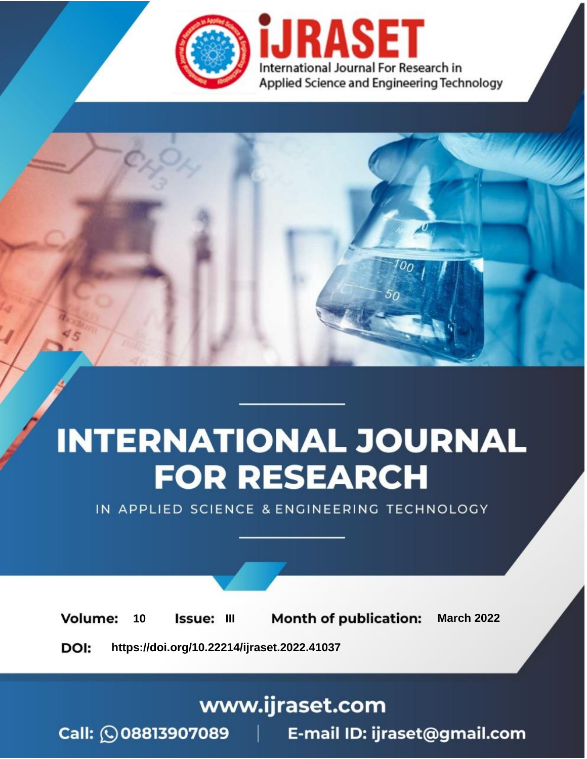iJRASET

International Journal For Research in Applied Science and Engineering Technology

# INTERNATIONAL JOURNAL FOR RESEARCH

IN APPLIED SCIENCE & ENGINEERING TECHNOLOGY

**Volume:** 10 **Issue:** III **Month of publication:** March 2022

**DOI:** https://doi.org/10.22214/ijraset.2022.41037

www.ijraset.com

Call: 08813907089 | E-mail ID: ijraset@gmail.com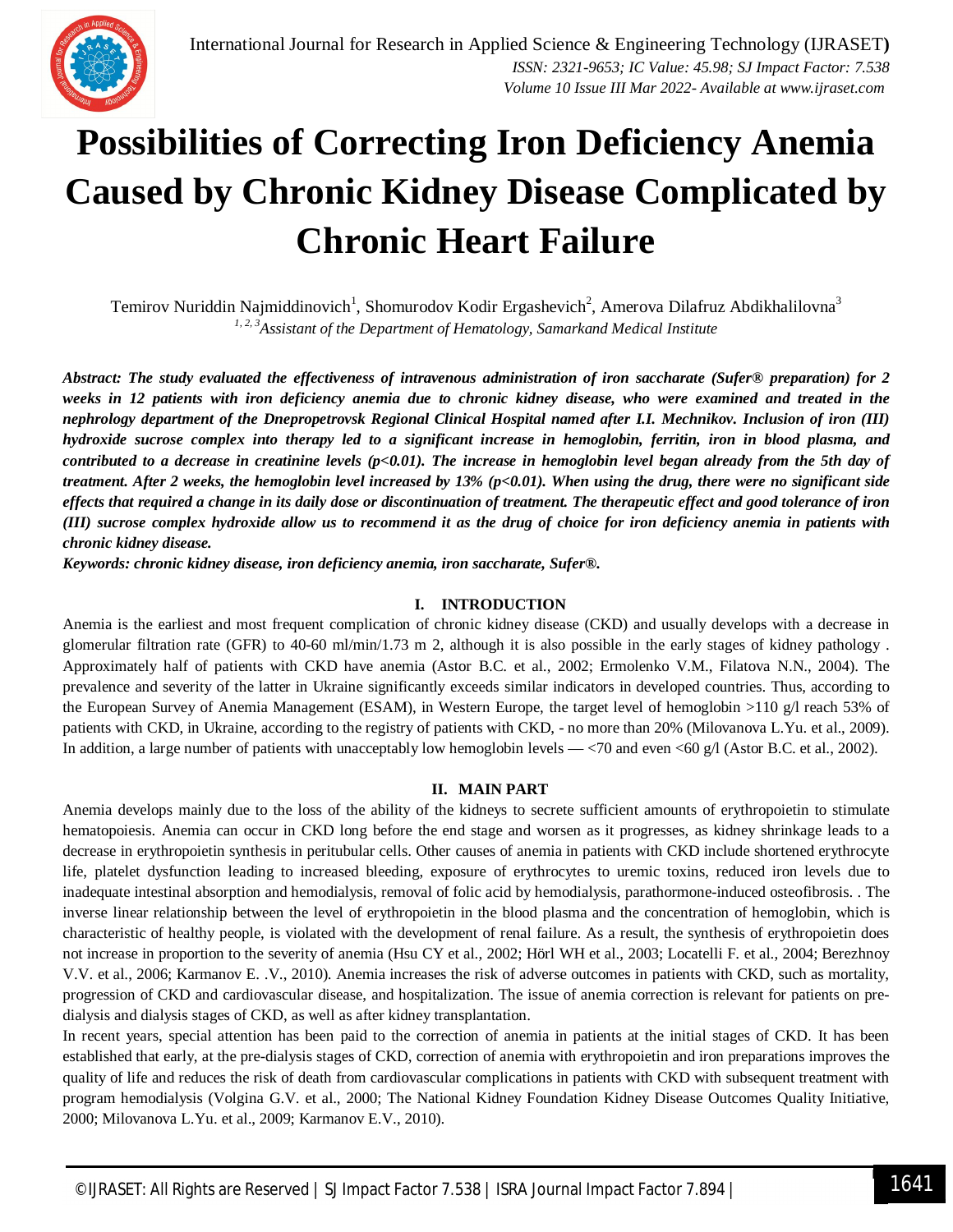# Possibilities of Correcting Iron Deficiency Anemia Caused by Chronic Kidney Disease Complicated by Chronic Heart Failure

Temirov Nuriddin Najmiddinovich[1], Shomurodov Kodir Ergashevich[2], Amerova Dilafruz Abdikhalilovna[3]

*[1, 2, 3]Assistant of the Department of Hematology, Samarkand Medical Institute*

***Abstract:** The study evaluated the effectiveness of intravenous administration of iron saccharate (Sufer® preparation) for 2 weeks in 12 patients with iron deficiency anemia due to chronic kidney disease, who were examined and treated in the nephrology department of the Dnepropetrovsk Regional Clinical Hospital named after I.I. Mechnikov. Inclusion of iron (III) hydroxide sucrose complex into therapy led to a significant increase in hemoglobin, ferritin, iron in blood plasma, and contributed to a decrease in creatinine levels ($p<0.01$). The increase in hemoglobin level began already from the 5th day of treatment. After 2 weeks, the hemoglobin level increased by 13% ($p<0.01$). When using the drug, there were no significant side effects that required a change in its daily dose or discontinuation of treatment. The therapeutic effect and good tolerance of iron (III) sucrose complex hydroxide allow us to recommend it as the drug of choice for iron deficiency anemia in patients with chronic kidney disease.*

***Keywords:** chronic kidney disease, iron deficiency anemia, iron saccharate, Sufer®.*

## I. INTRODUCTION

Anemia is the earliest and most frequent complication of chronic kidney disease (CKD) and usually develops with a decrease in glomerular filtration rate (GFR) to 40-60 ml/min/1.73 m 2, although it is also possible in the early stages of kidney pathology . Approximately half of patients with CKD have anemia (Astor B.C. et al., 2002; Ermolenko V.M., Filatova N.N., 2004). The prevalence and severity of the latter in Ukraine significantly exceeds similar indicators in developed countries. Thus, according to the European Survey of Anemia Management (ESAM), in Western Europe, the target level of hemoglobin >110 g/l reach 53% of patients with CKD, in Ukraine, according to the registry of patients with CKD, - no more than 20% (Milovanova L.Yu. et al., 2009). In addition, a large number of patients with unacceptably low hemoglobin levels — <70 and even <60 g/l (Astor B.C. et al., 2002).

## II. MAIN PART

Anemia develops mainly due to the loss of the ability of the kidneys to secrete sufficient amounts of erythropoietin to stimulate hematopoiesis. Anemia can occur in CKD long before the end stage and worsen as it progresses, as kidney shrinkage leads to a decrease in erythropoietin synthesis in peritubular cells. Other causes of anemia in patients with CKD include shortened erythrocyte life, platelet dysfunction leading to increased bleeding, exposure of erythrocytes to uremic toxins, reduced iron levels due to inadequate intestinal absorption and hemodialysis, removal of folic acid by hemodialysis, parathormone-induced osteofibrosis. . The inverse linear relationship between the level of erythropoietin in the blood plasma and the concentration of hemoglobin, which is characteristic of healthy people, is violated with the development of renal failure. As a result, the synthesis of erythropoietin does not increase in proportion to the severity of anemia (Hsu CY et al., 2002; Hörl WH et al., 2003; Locatelli F. et al., 2004; Berezhnoy V.V. et al., 2006; Karmanov E. .V., 2010). Anemia increases the risk of adverse outcomes in patients with CKD, such as mortality, progression of CKD and cardiovascular disease, and hospitalization. The issue of anemia correction is relevant for patients on pre-dialysis and dialysis stages of CKD, as well as after kidney transplantation.

In recent years, special attention has been paid to the correction of anemia in patients at the initial stages of CKD. It has been established that early, at the pre-dialysis stages of CKD, correction of anemia with erythropoietin and iron preparations improves the quality of life and reduces the risk of death from cardiovascular complications in patients with CKD with subsequent treatment with program hemodialysis (Volgina G.V. et al., 2000; The National Kidney Foundation Kidney Disease Outcomes Quality Initiative, 2000; Milovanova L.Yu. et al., 2009; Karmanov E.V., 2010).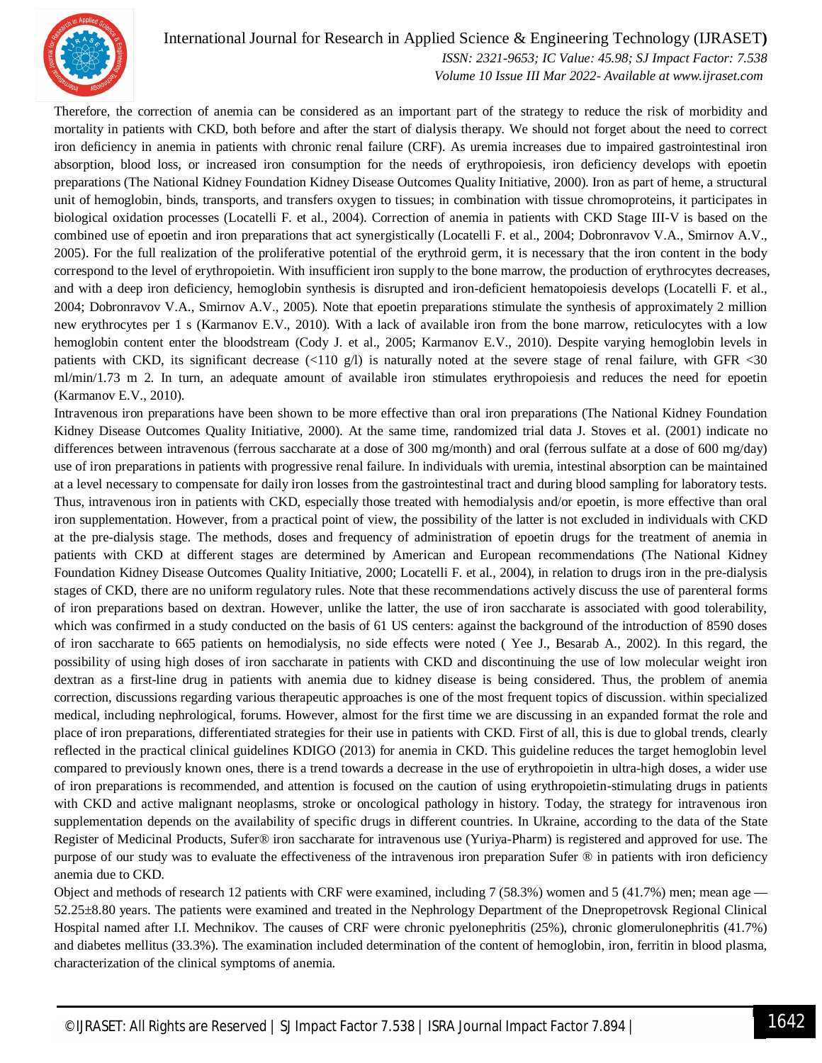Therefore, the correction of anemia can be considered as an important part of the strategy to reduce the risk of morbidity and mortality in patients with CKD, both before and after the start of dialysis therapy. We should not forget about the need to correct iron deficiency in anemia in patients with chronic renal failure (CRF). As uremia increases due to impaired gastrointestinal iron absorption, blood loss, or increased iron consumption for the needs of erythropoiesis, iron deficiency develops with epoetin preparations (The National Kidney Foundation Kidney Disease Outcomes Quality Initiative, 2000). Iron as part of heme, a structural unit of hemoglobin, binds, transports, and transfers oxygen to tissues; in combination with tissue chromoproteins, it participates in biological oxidation processes (Locatelli F. et al., 2004). Correction of anemia in patients with CKD Stage III-V is based on the combined use of epoetin and iron preparations that act synergistically (Locatelli F. et al., 2004; Dobronravov V.A., Smirnov A.V., 2005). For the full realization of the proliferative potential of the erythroid germ, it is necessary that the iron content in the body correspond to the level of erythropoietin. With insufficient iron supply to the bone marrow, the production of erythrocytes decreases, and with a deep iron deficiency, hemoglobin synthesis is disrupted and iron-deficient hematopoiesis develops (Locatelli F. et al., 2004; Dobronravov V.A., Smirnov A.V., 2005). Note that epoetin preparations stimulate the synthesis of approximately 2 million new erythrocytes per 1 s (Karmanov E.V., 2010). With a lack of available iron from the bone marrow, reticulocytes with a low hemoglobin content enter the bloodstream (Cody J. et al., 2005; Karmanov E.V., 2010). Despite varying hemoglobin levels in patients with CKD, its significant decrease (<110 g/l) is naturally noted at the severe stage of renal failure, with GFR <30 ml/min/1.73 m 2. In turn, an adequate amount of available iron stimulates erythropoiesis and reduces the need for epoetin (Karmanov E.V., 2010).

Intravenous iron preparations have been shown to be more effective than oral iron preparations (The National Kidney Foundation Kidney Disease Outcomes Quality Initiative, 2000). At the same time, randomized trial data J. Stoves et al. (2001) indicate no differences between intravenous (ferrous saccharate at a dose of 300 mg/month) and oral (ferrous sulfate at a dose of 600 mg/day) use of iron preparations in patients with progressive renal failure. In individuals with uremia, intestinal absorption can be maintained at a level necessary to compensate for daily iron losses from the gastrointestinal tract and during blood sampling for laboratory tests. Thus, intravenous iron in patients with CKD, especially those treated with hemodialysis and/or epoetin, is more effective than oral iron supplementation. However, from a practical point of view, the possibility of the latter is not excluded in individuals with CKD at the pre-dialysis stage. The methods, doses and frequency of administration of epoetin drugs for the treatment of anemia in patients with CKD at different stages are determined by American and European recommendations (The National Kidney Foundation Kidney Disease Outcomes Quality Initiative, 2000; Locatelli F. et al., 2004), in relation to drugs iron in the pre-dialysis stages of CKD, there are no uniform regulatory rules. Note that these recommendations actively discuss the use of parenteral forms of iron preparations based on dextran. However, unlike the latter, the use of iron saccharate is associated with good tolerability, which was confirmed in a study conducted on the basis of 61 US centers: against the background of the introduction of 8590 doses of iron saccharate to 665 patients on hemodialysis, no side effects were noted ( Yee J., Besarab A., 2002). In this regard, the possibility of using high doses of iron saccharate in patients with CKD and discontinuing the use of low molecular weight iron dextran as a first-line drug in patients with anemia due to kidney disease is being considered. Thus, the problem of anemia correction, discussions regarding various therapeutic approaches is one of the most frequent topics of discussion. within specialized medical, including nephrological, forums. However, almost for the first time we are discussing in an expanded format the role and place of iron preparations, differentiated strategies for their use in patients with CKD. First of all, this is due to global trends, clearly reflected in the practical clinical guidelines KDIGO (2013) for anemia in CKD. This guideline reduces the target hemoglobin level compared to previously known ones, there is a trend towards a decrease in the use of erythropoietin in ultra-high doses, a wider use of iron preparations is recommended, and attention is focused on the caution of using erythropoietin-stimulating drugs in patients with CKD and active malignant neoplasms, stroke or oncological pathology in history. Today, the strategy for intravenous iron supplementation depends on the availability of specific drugs in different countries. In Ukraine, according to the data of the State Register of Medicinal Products, Sufer® iron saccharate for intravenous use (Yuriya-Pharm) is registered and approved for use. The purpose of our study was to evaluate the effectiveness of the intravenous iron preparation Sufer ® in patients with iron deficiency anemia due to CKD.

Object and methods of research 12 patients with CRF were examined, including 7 (58.3%) women and 5 (41.7%) men; mean age — 52.25±8.80 years. The patients were examined and treated in the Nephrology Department of the Dnepropetrovsk Regional Clinical Hospital named after I.I. Mechnikov. The causes of CRF were chronic pyelonephritis (25%), chronic glomerulonephritis (41.7%) and diabetes mellitus (33.3%). The examination included determination of the content of hemoglobin, iron, ferritin in blood plasma, characterization of the clinical symptoms of anemia.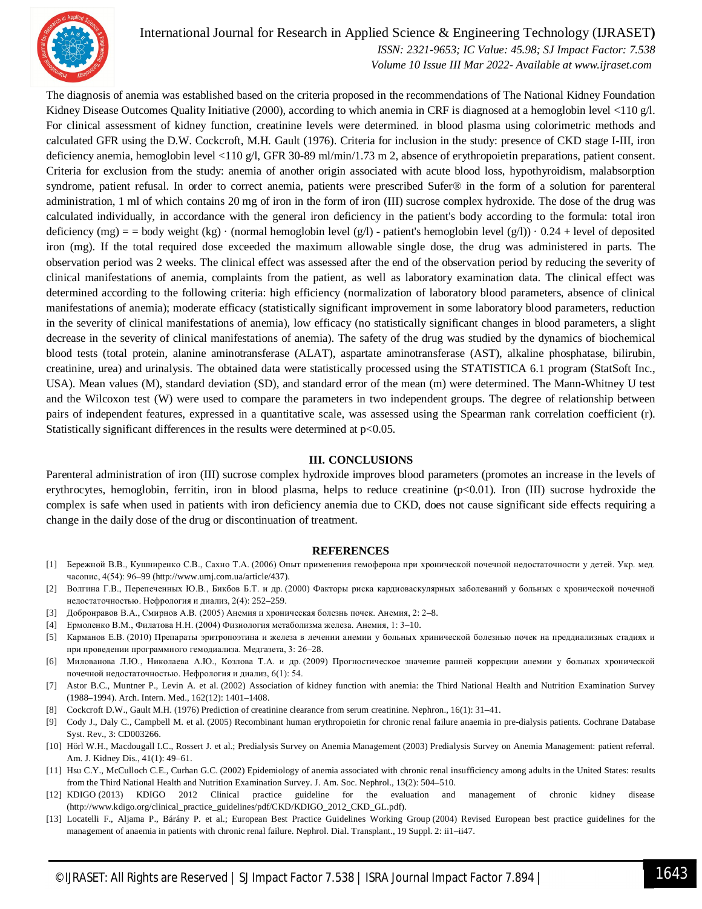The diagnosis of anemia was established based on the criteria proposed in the recommendations of The National Kidney Foundation Kidney Disease Outcomes Quality Initiative (2000), according to which anemia in CRF is diagnosed at a hemoglobin level <110 g/l. For clinical assessment of kidney function, creatinine levels were determined. in blood plasma using colorimetric methods and calculated GFR using the D.W. Cockcroft, M.H. Gault (1976). Criteria for inclusion in the study: presence of CKD stage I-III, iron deficiency anemia, hemoglobin level <110 g/l, GFR 30-89 ml/min/1.73 m 2, absence of erythropoietin preparations, patient consent. Criteria for exclusion from the study: anemia of another origin associated with acute blood loss, hypothyroidism, malabsorption syndrome, patient refusal. In order to correct anemia, patients were prescribed Sufer® in the form of a solution for parenteral administration, 1 ml of which contains 20 mg of iron in the form of iron (III) sucrose complex hydroxide. The dose of the drug was calculated individually, in accordance with the general iron deficiency in the patient's body according to the formula: total iron deficiency (mg) = = body weight (kg) · (normal hemoglobin level (g/l) - patient's hemoglobin level (g/l)) · 0.24 + level of deposited iron (mg). If the total required dose exceeded the maximum allowable single dose, the drug was administered in parts. The observation period was 2 weeks. The clinical effect was assessed after the end of the observation period by reducing the severity of clinical manifestations of anemia, complaints from the patient, as well as laboratory examination data. The clinical effect was determined according to the following criteria: high efficiency (normalization of laboratory blood parameters, absence of clinical manifestations of anemia); moderate efficacy (statistically significant improvement in some laboratory blood parameters, reduction in the severity of clinical manifestations of anemia), low efficacy (no statistically significant changes in blood parameters, a slight decrease in the severity of clinical manifestations of anemia). The safety of the drug was studied by the dynamics of biochemical blood tests (total protein, alanine aminotransferase (ALAT), aspartate aminotransferase (AST), alkaline phosphatase, bilirubin, creatinine, urea) and urinalysis. The obtained data were statistically processed using the STATISTICA 6.1 program (StatSoft Inc., USA). Mean values (M), standard deviation (SD), and standard error of the mean (m) were determined. The Mann-Whitney U test and the Wilcoxon test (W) were used to compare the parameters in two independent groups. The degree of relationship between pairs of independent features, expressed in a quantitative scale, was assessed using the Spearman rank correlation coefficient (r). Statistically significant differences in the results were determined at $p<0.05$.

## III. CONCLUSIONS

Parenteral administration of iron (III) sucrose complex hydroxide improves blood parameters (promotes an increase in the levels of erythrocytes, hemoglobin, ferritin, iron in blood plasma, helps to reduce creatinine ($p<0.01$). Iron (III) sucrose hydroxide the complex is safe when used in patients with iron deficiency anemia due to CKD, does not cause significant side effects requiring a change in the daily dose of the drug or discontinuation of treatment.

## REFERENCES

[1] Бережной В.В., Кушниренко С.В., Сахно Т.А. (2006) Опыт применения гемоферона при хронической почечной недостаточности у детей. Укр. мед. часопис, 4(54): 96–99 (http://www.umj.com.ua/article/437).

[2] Волгина Г.В., Перепеченных Ю.В., Бикбов Б.Т. и др. (2000) Факторы риска кардиоваскулярных заболеваний у больных с хронической почечной недостаточностью. Нефрология и диализ, 2(4): 252–259.

[3] Добронравов В.А., Смирнов А.В. (2005) Анемия и хроническая болезнь почек. Анемия, 2: 2–8.

[4] Ермоленко В.М., Филатова Н.Н. (2004) Физиология метаболизма железа. Анемия, 1: 3–10.

[5] Карманов Е.В. (2010) Препараты эритропоэтина и железа в лечении анемии у больных хринической болезнью почек на преддиализных стадиях и при проведении программного гемодиализа. Медгазета, 3: 26–28.

[6] Милованова Л.Ю., Николаева А.Ю., Козлова Т.А. и др. (2009) Прогностическое значение ранней коррекции анемии у больных хронической почечной недостаточностью. Нефрология и диализ, 6(1): 54.

[7] Astor B.C., Muntner P., Levin A. et al. (2002) Association of kidney function with anemia: the Third National Health and Nutrition Examination Survey (1988–1994). Arch. Intern. Med., 162(12): 1401–1408.

[8] Cockcroft D.W., Gault M.H. (1976) Prediction of creatinine clearance from serum creatinine. Nephron., 16(1): 31–41.

[9] Cody J., Daly C., Campbell M. et al. (2005) Recombinant human erythropoietin for chronic renal failure anaemia in pre-dialysis patients. Cochrane Database Syst. Rev., 3: CD003266.

[10] Hörl W.H., Macdougall I.C., Rossert J. et al.; Predialysis Survey on Anemia Management (2003) Predialysis Survey on Anemia Management: patient referral. Am. J. Kidney Dis., 41(1): 49–61.

[11] Hsu C.Y., McCulloch C.E., Curhan G.C. (2002) Epidemiology of anemia associated with chronic renal insufficiency among adults in the United States: results from the Third National Health and Nutrition Examination Survey. J. Am. Soc. Nephrol., 13(2): 504–510.

[12] KDIGO (2013) KDIGO 2012 Clinical practice guideline for the evaluation and management of chronic kidney disease (http://www.kdigo.org/clinical_practice_guidelines/pdf/CKD/KDIGO_2012_CKD_GL.pdf).

[13] Locatelli F., Aljama P., Bárány P. et al.; European Best Practice Guidelines Working Group (2004) Revised European best practice guidelines for the management of anaemia in patients with chronic renal failure. Nephrol. Dial. Transplant., 19 Suppl. 2: ii1–ii47.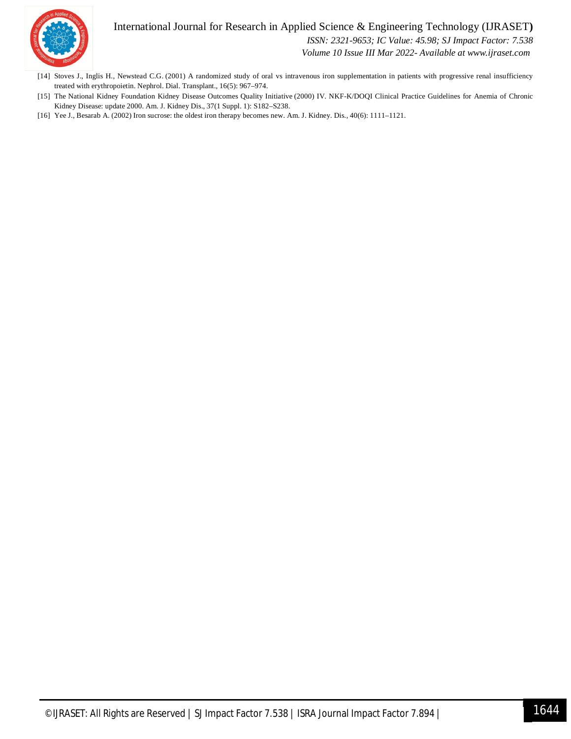[14] Stoves J., Inglis H., Newstead C.G. (2001) A randomized study of oral vs intravenous iron supplementation in patients with progressive renal insufficiency treated with erythropoietin. Nephrol. Dial. Transplant., 16(5): 967–974.

[15] The National Kidney Foundation Kidney Disease Outcomes Quality Initiative (2000) IV. NKF-K/DOQI Clinical Practice Guidelines for Anemia of Chronic Kidney Disease: update 2000. Am. J. Kidney Dis., 37(1 Suppl. 1): S182–S238.

[16] Yee J., Besarab A. (2002) Iron sucrose: the oldest iron therapy becomes new. Am. J. Kidney. Dis., 40(6): 1111–1121.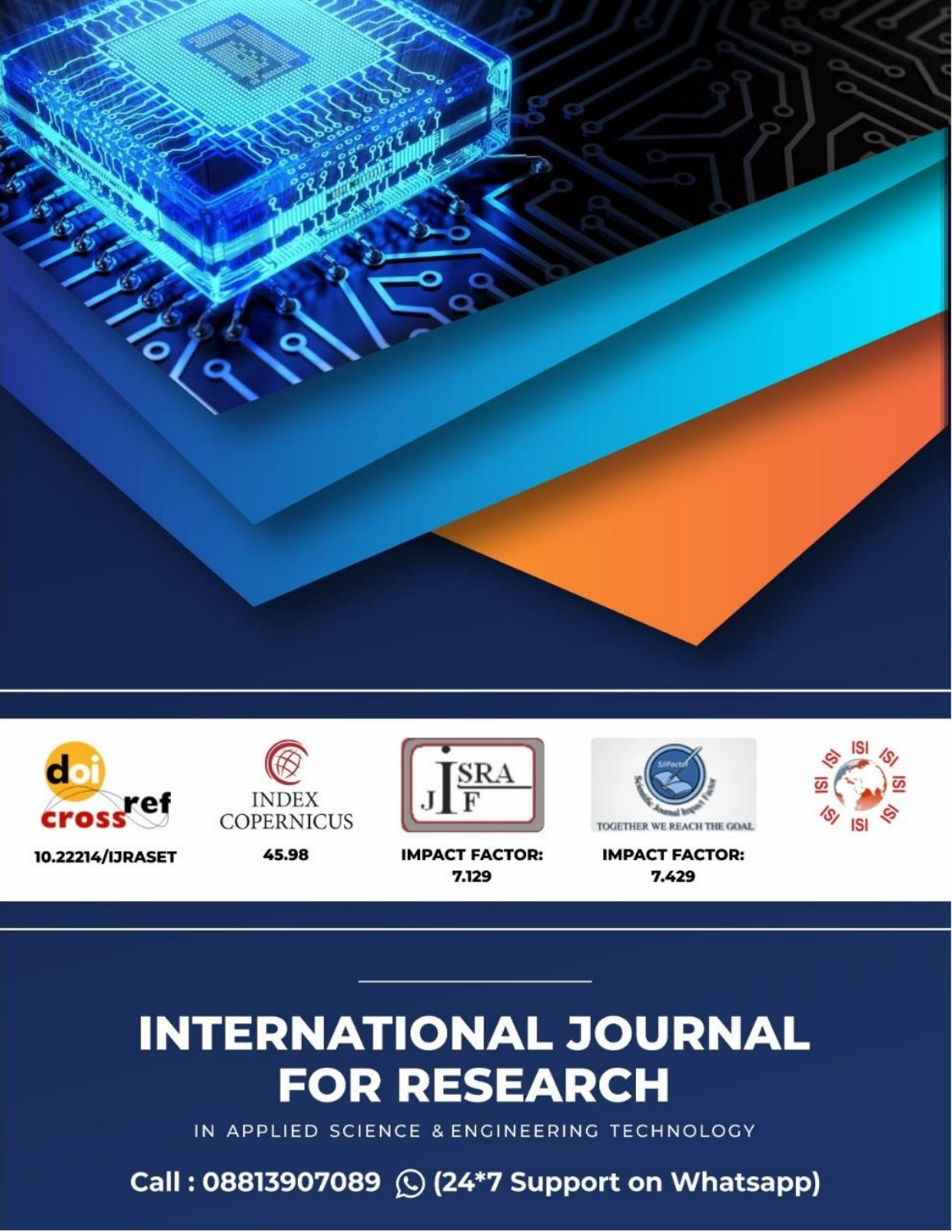10.22214/IJRASET

INDEX COPERNICUS

45.98

IMPACT FACTOR: 7.129

IMPACT FACTOR: 7.429

TOGETHER WE REACH THE GOAL

# INTERNATIONAL JOURNAL FOR RESEARCH

IN APPLIED SCIENCE & ENGINEERING TECHNOLOGY

Call : 08813907089 (24*7 Support on Whatsapp)